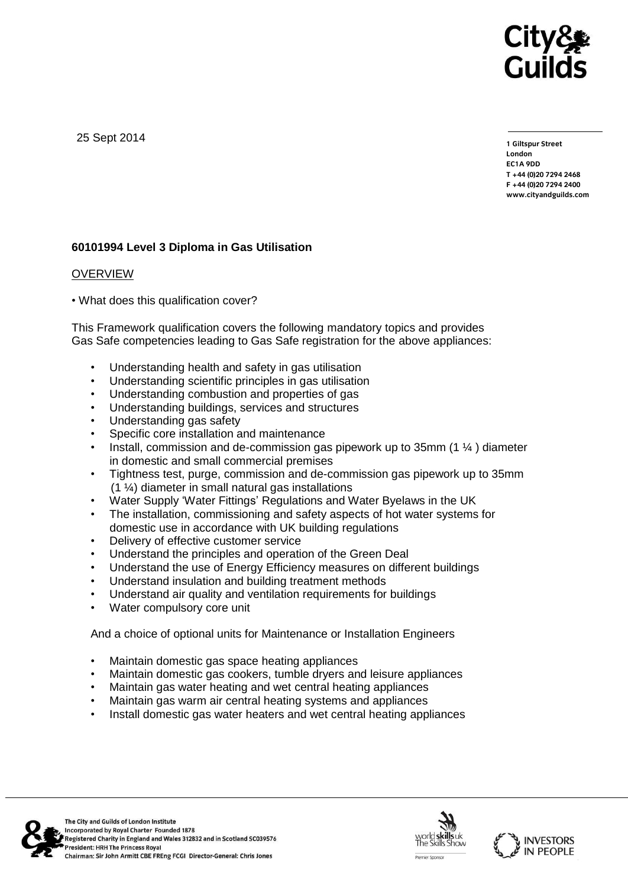25 Sept 2014

1 Giltspur Street
London
EC1A 9DD
T +44 (0)20 7294 2468
F +44 (0)20 7294 2400
www.cityandguilds.com

**60101994 Level 3 Diploma in Gas Utilisation**

OVERVIEW

• What does this qualification cover?

This Framework qualification covers the following mandatory topics and provides Gas Safe competencies leading to Gas Safe registration for the above appliances:

- Understanding health and safety in gas utilisation
- Understanding scientific principles in gas utilisation
- Understanding combustion and properties of gas
- Understanding buildings, services and structures
- Understanding gas safety
- Specific core installation and maintenance
- Install, commission and de-commission gas pipework up to 35mm (1 ¼ ) diameter in domestic and small commercial premises
- Tightness test, purge, commission and de-commission gas pipework up to 35mm (1 ¼) diameter in small natural gas installations
- Water Supply 'Water Fittings' Regulations and Water Byelaws in the UK
- The installation, commissioning and safety aspects of hot water systems for domestic use in accordance with UK building regulations
- Delivery of effective customer service
- Understand the principles and operation of the Green Deal
- Understand the use of Energy Efficiency measures on different buildings
- Understand insulation and building treatment methods
- Understand air quality and ventilation requirements for buildings
- Water compulsory core unit

And a choice of optional units for Maintenance or Installation Engineers

- Maintain domestic gas space heating appliances
- Maintain domestic gas cookers, tumble dryers and leisure appliances
- Maintain gas water heating and wet central heating appliances
- Maintain gas warm air central heating systems and appliances
- Install domestic gas water heaters and wet central heating appliances

The City and Guilds of London Institute
Incorporated by Royal Charter Founded 1878
Registered Charity in England and Wales 312832 and in Scotland SC039576
President: HRH The Princess Royal
Chairman: Sir John Armitt CBE FREng FCGI Director-General: Chris Jones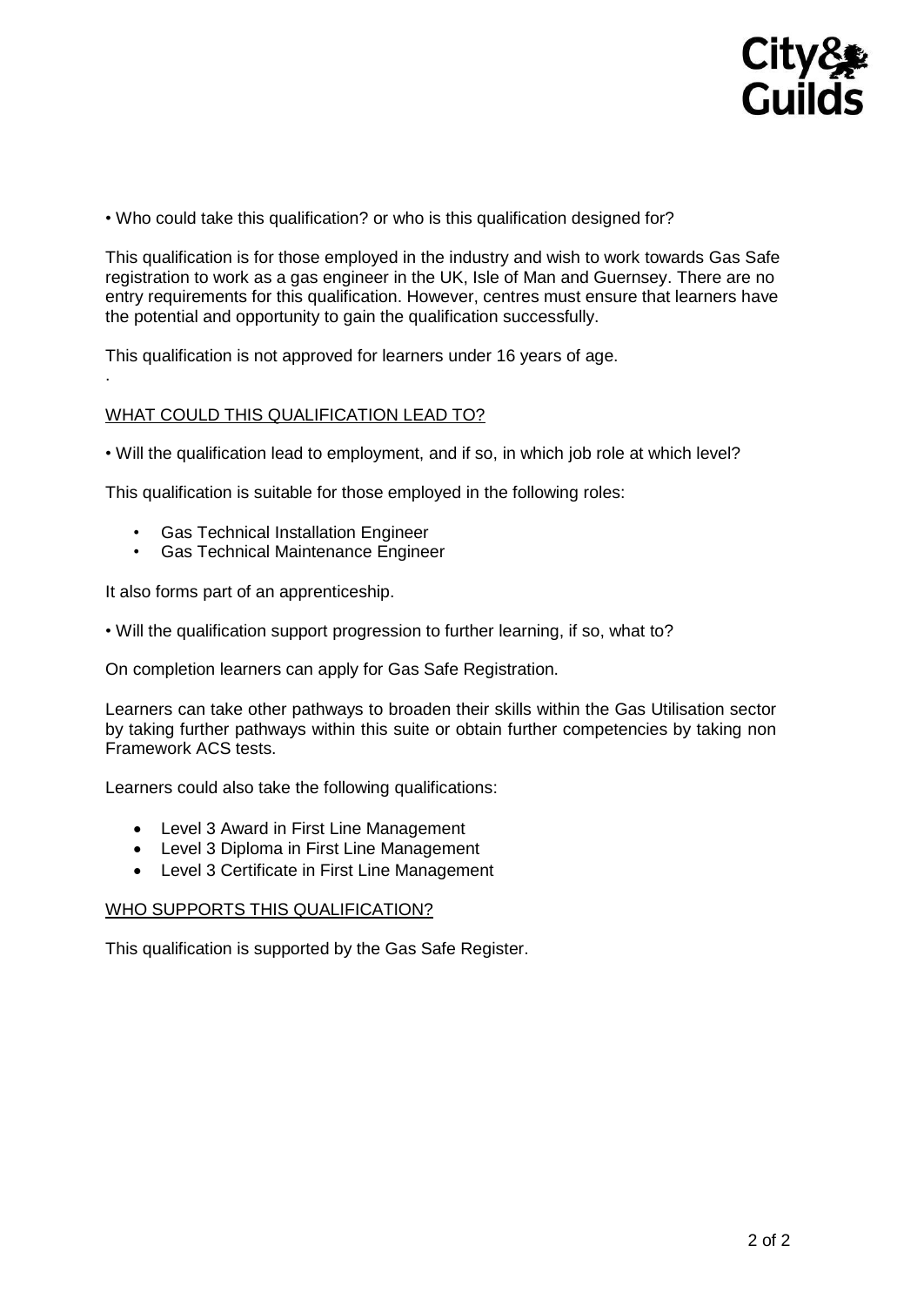• Who could take this qualification? or who is this qualification designed for?

This qualification is for those employed in the industry and wish to work towards Gas Safe registration to work as a gas engineer in the UK, Isle of Man and Guernsey. There are no entry requirements for this qualification. However, centres must ensure that learners have the potential and opportunity to gain the qualification successfully.

This qualification is not approved for learners under 16 years of age.

.

## WHAT COULD THIS QUALIFICATION LEAD TO?

• Will the qualification lead to employment, and if so, in which job role at which level?

This qualification is suitable for those employed in the following roles:

- Gas Technical Installation Engineer
- Gas Technical Maintenance Engineer

It also forms part of an apprenticeship.

• Will the qualification support progression to further learning, if so, what to?

On completion learners can apply for Gas Safe Registration.

Learners can take other pathways to broaden their skills within the Gas Utilisation sector by taking further pathways within this suite or obtain further competencies by taking non Framework ACS tests.

Learners could also take the following qualifications:

- Level 3 Award in First Line Management
- Level 3 Diploma in First Line Management
- Level 3 Certificate in First Line Management

## WHO SUPPORTS THIS QUALIFICATION?

This qualification is supported by the Gas Safe Register.